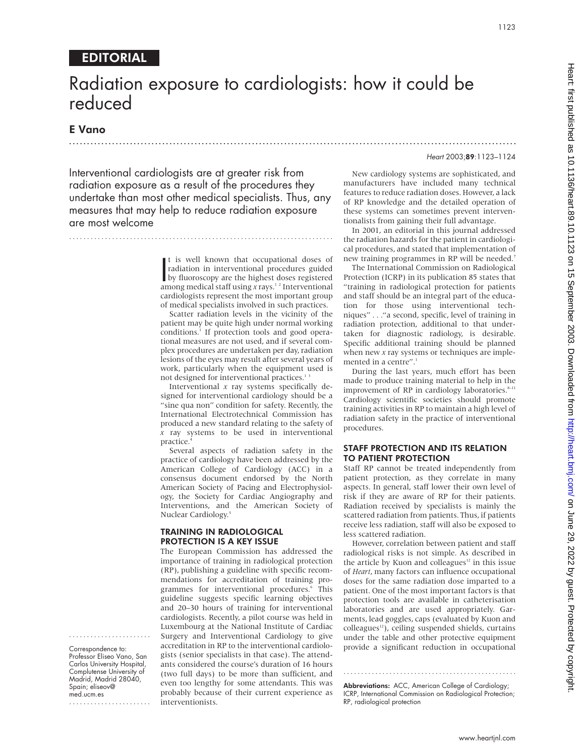EDITORIAL

# Radiation exposure to cardiologists: how it could be reduced

**E Vano**

Interventional cardiologists are at greater risk from radiation exposure as a result of the procedures they undertake than most other medical specialists. Thus, any measures that may help to reduce radiation exposure are most welcome

It is well known that occupational doses of radiation in interventional procedures guided by fluoroscopy are the highest doses registered among medical staff using *x* rays.[1,2] Interventional cardiologists represent the most important group of medical specialists involved in such practices.

Scatter radiation levels in the vicinity of the patient may be quite high under normal working conditions.[1] If protection tools and good operational measures are not used, and if several complex procedures are undertaken per day, radiation lesions of the eyes may result after several years of work, particularly when the equipment used is not designed for interventional practices.[1,3]

Interventional *x* ray systems specifically designed for interventional cardiology should be a "sine qua non" condition for safety. Recently, the International Electrotechnical Commission has produced a new standard relating to the safety of *x* ray systems to be used in interventional practice.[4]

Several aspects of radiation safety in the practice of cardiology have been addressed by the American College of Cardiology (ACC) in a consensus document endorsed by the North American Society of Pacing and Electrophysiology, the Society for Cardiac Angiography and Interventions, and the American Society of Nuclear Cardiology.[5]

## TRAINING IN RADIOLOGICAL PROTECTION IS A KEY ISSUE

The European Commission has addressed the importance of training in radiological protection (RP), publishing a guideline with specific recommendations for accreditation of training programmes for interventional procedures.[6] This guideline suggests specific learning objectives and 20–30 hours of training for interventional cardiologists. Recently, a pilot course was held in Luxembourg at the National Institute of Cardiac Surgery and Interventional Cardiology to give accreditation in RP to the interventional cardiologists (senior specialists in that case). The attendants considered the course's duration of 16 hours (two full days) to be more than sufficient, and even too lengthy for some attendants. This was probably because of their current experience as interventionists.

New cardiology systems are sophisticated, and manufacturers have included many technical features to reduce radiation doses. However, a lack of RP knowledge and the detailed operation of these systems can sometimes prevent interventionalists from gaining their full advantage.

In 2001, an editorial in this journal addressed the radiation hazards for the patient in cardiological procedures, and stated that implementation of new training programmes in RP will be needed.[7]

The International Commission on Radiological Protection (ICRP) in its publication 85 states that "training in radiological protection for patients and staff should be an integral part of the education for those using interventional techniques" . . ."a second, specific, level of training in radiation protection, additional to that undertaken for diagnostic radiology, is desirable. Specific additional training should be planned when new *x* ray systems or techniques are implemented in a centre".[1]

During the last years, much effort has been made to produce training material to help in the improvement of RP in cardiology laboratories.[8–11] Cardiology scientific societies should promote training activities in RP to maintain a high level of radiation safety in the practice of interventional procedures.

## STAFF PROTECTION AND ITS RELATION TO PATIENT PROTECTION

Staff RP cannot be treated independently from patient protection, as they correlate in many aspects. In general, staff lower their own level of risk if they are aware of RP for their patients. Radiation received by specialists is mainly the scattered radiation from patients. Thus, if patients receive less radiation, staff will also be exposed to less scattered radiation.

However, correlation between patient and staff radiological risks is not simple. As described in the article by Kuon and colleagues[12] in this issue of *Heart*, many factors can influence occupational doses for the same radiation dose imparted to a patient. One of the most important factors is that protection tools are available in catheterisation laboratories and are used appropriately. Garments, lead goggles, caps (evaluated by Kuon and colleagues[12]), ceiling suspended shields, curtains under the table and other protective equipment provide a significant reduction in occupational

Correspondence to: Professor Eliseo Vano, San Carlos University Hospital, Complutense University of Madrid, Madrid 28040, Spain; eliseov@med.ucm.es

**Abbreviations:** ACC, American College of Cardiology; ICRP, International Commission on Radiological Protection; RP, radiological protection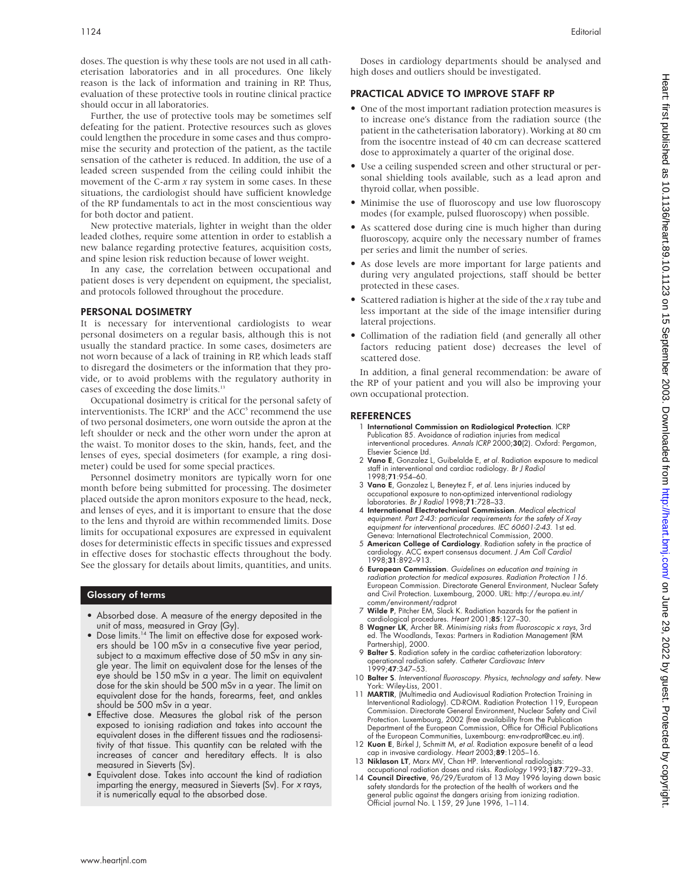doses. The question is why these tools are not used in all catheterisation laboratories and in all procedures. One likely reason is the lack of information and training in RP. Thus, evaluation of these protective tools in routine clinical practice should occur in all laboratories.

Further, the use of protective tools may be sometimes self defeating for the patient. Protective resources such as gloves could lengthen the procedure in some cases and thus compromise the security and protection of the patient, as the tactile sensation of the catheter is reduced. In addition, the use of a leaded screen suspended from the ceiling could inhibit the movement of the C-arm *x* ray system in some cases. In these situations, the cardiologist should have sufficient knowledge of the RP fundamentals to act in the most conscientious way for both doctor and patient.

New protective materials, lighter in weight than the older leaded clothes, require some attention in order to establish a new balance regarding protective features, acquisition costs, and spine lesion risk reduction because of lower weight.

In any case, the correlation between occupational and patient doses is very dependent on equipment, the specialist, and protocols followed throughout the procedure.

## PERSONAL DOSIMETRY

It is necessary for interventional cardiologists to wear personal dosimeters on a regular basis, although this is not usually the standard practice. In some cases, dosimeters are not worn because of a lack of training in RP, which leads staff to disregard the dosimeters or the information that they provide, or to avoid problems with the regulatory authority in cases of exceeding the dose limits.[13]

Occupational dosimetry is critical for the personal safety of interventionists. The ICRP[1] and the ACC[5] recommend the use of two personal dosimeters, one worn outside the apron at the left shoulder or neck and the other worn under the apron at the waist. To monitor doses to the skin, hands, feet, and the lenses of eyes, special dosimeters (for example, a ring dosimeter) could be used for some special practices.

Personnel dosimetry monitors are typically worn for one month before being submitted for processing. The dosimeter placed outside the apron monitors exposure to the head, neck, and lenses of eyes, and it is important to ensure that the dose to the lens and thyroid are within recommended limits. Dose limits for occupational exposures are expressed in equivalent doses for deterministic effects in specific tissues and expressed in effective doses for stochastic effects throughout the body. See the glossary for details about limits, quantities, and units.

### Glossary of terms

- Absorbed dose. A measure of the energy deposited in the unit of mass, measured in Gray (Gy).
- Dose limits.[14] The limit on effective dose for exposed workers should be 100 mSv in a consecutive five year period, subject to a maximum effective dose of 50 mSv in any single year. The limit on equivalent dose for the lenses of the eye should be 150 mSv in a year. The limit on equivalent dose for the skin should be 500 mSv in a year. The limit on equivalent dose for the hands, forearms, feet, and ankles should be 500 mSv in a year.
- Effective dose. Measures the global risk of the person exposed to ionising radiation and takes into account the equivalent doses in the different tissues and the radiosensitivity of that tissue. This quantity can be related with the increases of cancer and hereditary effects. It is also measured in Sieverts (Sv).
- Equivalent dose. Takes into account the kind of radiation imparting the energy, measured in Sieverts (Sv). For *x* rays, it is numerically equal to the absorbed dose.

Doses in cardiology departments should be analysed and high doses and outliers should be investigated.

## PRACTICAL ADVICE TO IMPROVE STAFF RP

- One of the most important radiation protection measures is to increase one's distance from the radiation source (the patient in the catheterisation laboratory). Working at 80 cm from the isocentre instead of 40 cm can decrease scattered dose to approximately a quarter of the original dose.
- Use a ceiling suspended screen and other structural or personal shielding tools available, such as a lead apron and thyroid collar, when possible.
- Minimise the use of fluoroscopy and use low fluoroscopy modes (for example, pulsed fluoroscopy) when possible.
- As scattered dose during cine is much higher than during fluoroscopy, acquire only the necessary number of frames per series and limit the number of series.
- As dose levels are more important for large patients and during very angulated projections, staff should be better protected in these cases.
- Scattered radiation is higher at the side of the *x* ray tube and less important at the side of the image intensifier during lateral projections.
- Collimation of the radiation field (and generally all other factors reducing patient dose) decreases the level of scattered dose.

In addition, a final general recommendation: be aware of the RP of your patient and you will also be improving your own occupational protection.

## REFERENCES

1. **International Commission on Radiological Protection**. ICRP Publication 85. Avoidance of radiation injuries from medical interventional procedures. *Annals ICRP* 2000;**30**(2). Oxford: Pergamon, Elsevier Science Ltd.
2. **Vano E**, Gonzalez L, Guibelalde E, *et al*. Radiation exposure to medical staff in interventional and cardiac radiology. *Br J Radiol* 1998;**71**:954–60.
3. **Vano E**, Gonzalez L, Beneytez F, *et al*. Lens injuries induced by occupational exposure to non-optimized interventional radiology laboratories. *Br J Radiol* 1998;**71**:728–33.
4. **International Electrotechnical Commission**. *Medical electrical equipment. Part 2-43: particular requirements for the safety of X-ray equipment for interventional procedures. IEC 60601-2-43.* 1st ed. Geneva: International Electrotechnical Commission, 2000.
5. **American College of Cardiology**. Radiation safety in the practice of cardiology. ACC expert consensus document. *J Am Coll Cardiol* 1998;**31**:892–913.
6. **European Commission**. *Guidelines on education and training in radiation protection for medical exposures. Radiation Protection 116*. European Commission. Directorate General Environment, Nuclear Safety and Civil Protection. Luxembourg, 2000. URL: http://europa.eu.int/comm/environment/radprot
7. **Wilde P**, Pitcher EM, Slack K. Radiation hazards for the patient in cardiological procedures. *Heart* 2001;**85**:127–30.
8. **Wagner LK**, Archer BR. *Minimising risks from fluoroscopic x rays*, 3rd ed. The Woodlands, Texas: Partners in Radiation Management (RM Partnership), 2000.
9. **Balter S**. Radiation safety in the cardiac catheterization laboratory: operational radiation safety. *Catheter Cardiovasc Interv* 1999;**47**:347–53.
10. **Balter S**. *Interventional fluoroscopy. Physics, technology and safety*. New York: Wiley-Liss, 2001.
11. **MARTIR**, (Multimedia and Audiovisual Radiation Protection Training in Interventional Radiology). CD-ROM. Radiation Protection 119, European Commission. Directorate General Environment, Nuclear Safety and Civil Protection. Luxembourg, 2002 (free availability from the Publication Department of the European Commission, Office for Official Publications of the European Communities, Luxembourg: env-radprot@cec.eu.int).
12. **Kuon E**, Birkel J, Schmitt M, *et al*. Radiation exposure benefit of a lead cap in invasive cardiology. *Heart* 2003;**89**:1205–16.
13. **Niklason LT**, Marx MV, Chan HP. Interventional radiologists: occupational radiation doses and risks. *Radiology* 1993;**187**:729–33.
14. **Council Directive**, 96/29/Euratom of 13 May 1996 laying down basic safety standards for the protection of the health of workers and the general public against the dangers arising from ionizing radiation. Official journal No. L 159, 29 June 1996, 1–114.